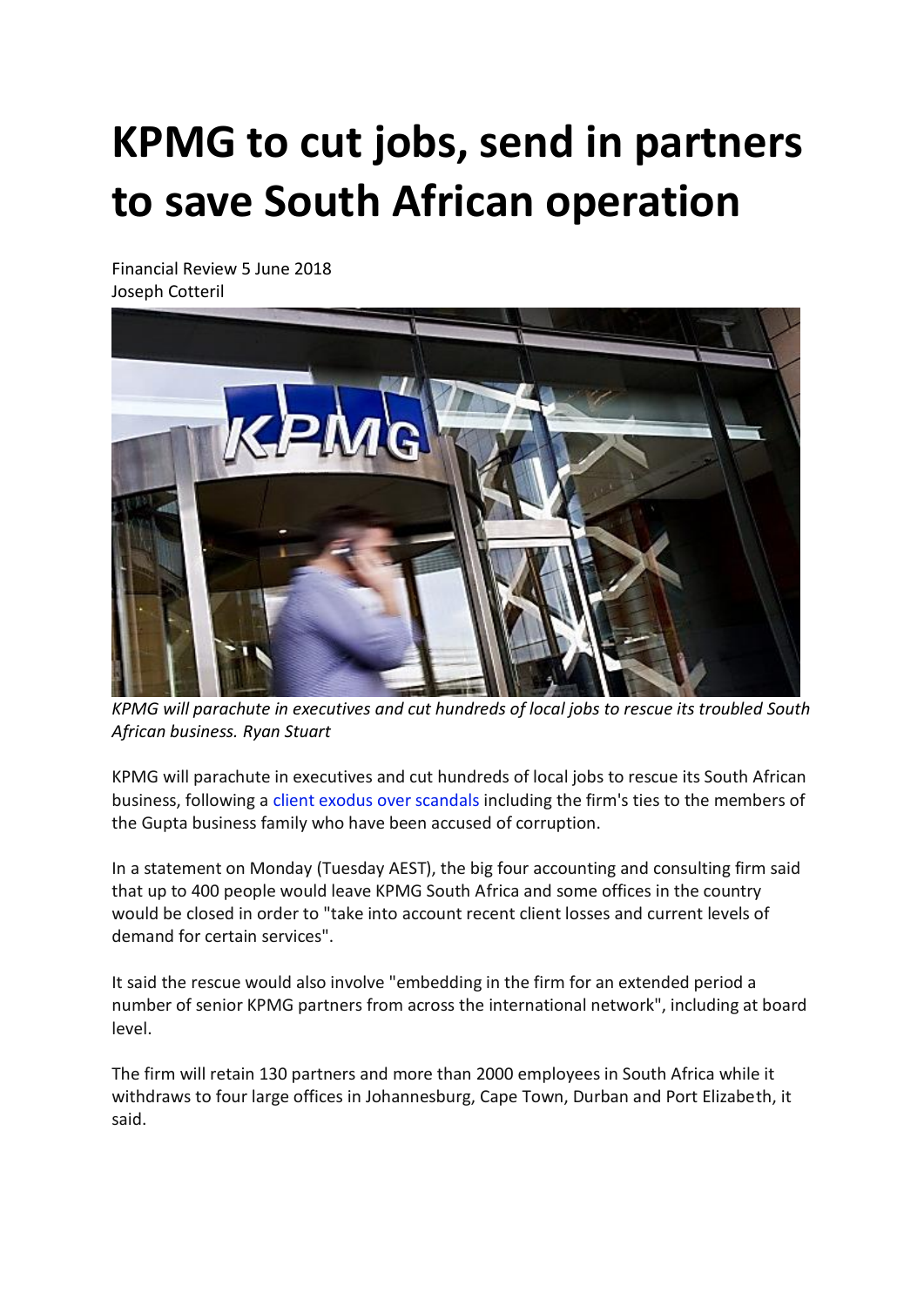# KPMG to cut jobs, send in partners to save South African operation

Financial Review 5 June 2018
Joseph Cotteril

*KPMG will parachute in executives and cut hundreds of local jobs to rescue its troubled South African business. Ryan Stuart*

KPMG will parachute in executives and cut hundreds of local jobs to rescue its South African business, following a client exodus over scandals including the firm's ties to the members of the Gupta business family who have been accused of corruption.

In a statement on Monday (Tuesday AEST), the big four accounting and consulting firm said that up to 400 people would leave KPMG South Africa and some offices in the country would be closed in order to "take into account recent client losses and current levels of demand for certain services".

It said the rescue would also involve "embedding in the firm for an extended period a number of senior KPMG partners from across the international network", including at board level.

The firm will retain 130 partners and more than 2000 employees in South Africa while it withdraws to four large offices in Johannesburg, Cape Town, Durban and Port Elizabeth, it said.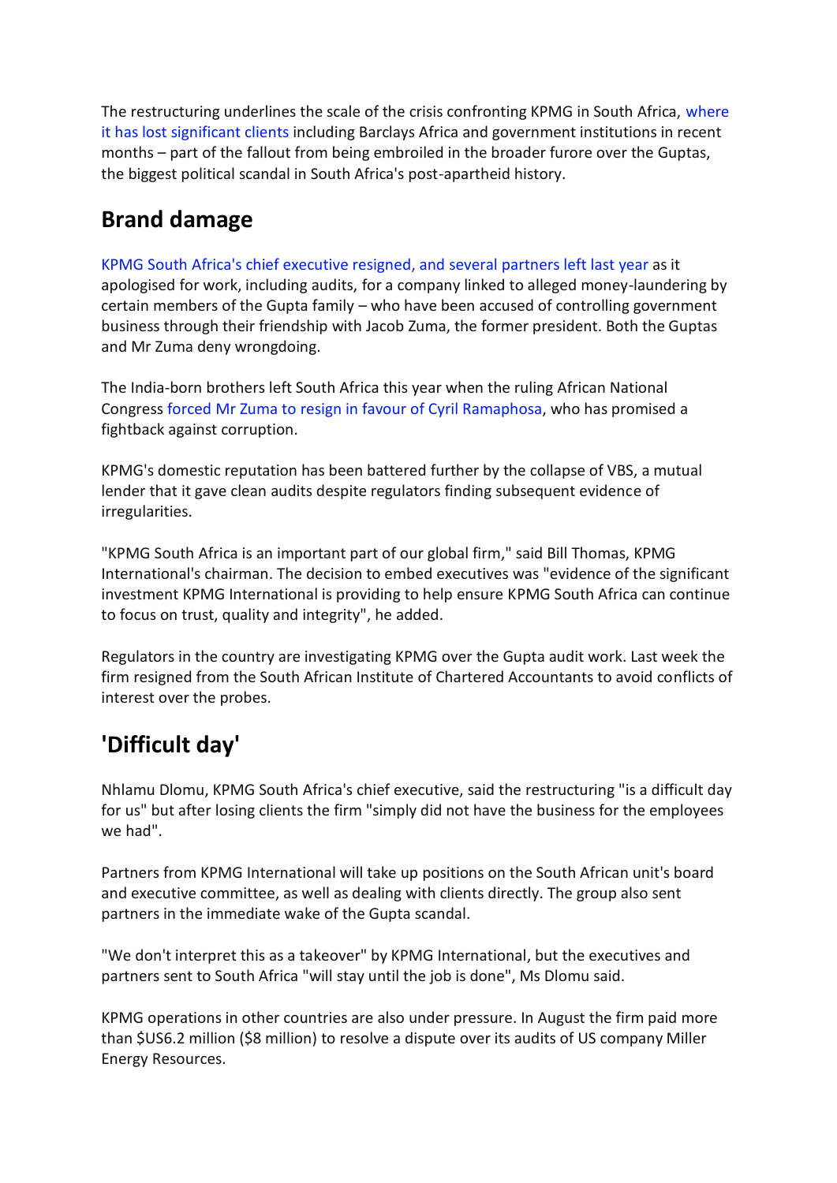The restructuring underlines the scale of the crisis confronting KPMG in South Africa, where it has lost significant clients including Barclays Africa and government institutions in recent months – part of the fallout from being embroiled in the broader furore over the Guptas, the biggest political scandal in South Africa's post-apartheid history.

## Brand damage

KPMG South Africa's chief executive resigned, and several partners left last year as it apologised for work, including audits, for a company linked to alleged money-laundering by certain members of the Gupta family – who have been accused of controlling government business through their friendship with Jacob Zuma, the former president. Both the Guptas and Mr Zuma deny wrongdoing.

The India-born brothers left South Africa this year when the ruling African National Congress forced Mr Zuma to resign in favour of Cyril Ramaphosa, who has promised a fightback against corruption.

KPMG's domestic reputation has been battered further by the collapse of VBS, a mutual lender that it gave clean audits despite regulators finding subsequent evidence of irregularities.

"KPMG South Africa is an important part of our global firm," said Bill Thomas, KPMG International's chairman. The decision to embed executives was "evidence of the significant investment KPMG International is providing to help ensure KPMG South Africa can continue to focus on trust, quality and integrity", he added.

Regulators in the country are investigating KPMG over the Gupta audit work. Last week the firm resigned from the South African Institute of Chartered Accountants to avoid conflicts of interest over the probes.

## 'Difficult day'

Nhlamu Dlomu, KPMG South Africa's chief executive, said the restructuring "is a difficult day for us" but after losing clients the firm "simply did not have the business for the employees we had".

Partners from KPMG International will take up positions on the South African unit's board and executive committee, as well as dealing with clients directly. The group also sent partners in the immediate wake of the Gupta scandal.

"We don't interpret this as a takeover" by KPMG International, but the executives and partners sent to South Africa "will stay until the job is done", Ms Dlomu said.

KPMG operations in other countries are also under pressure. In August the firm paid more than $US6.2 million ($8 million) to resolve a dispute over its audits of US company Miller Energy Resources.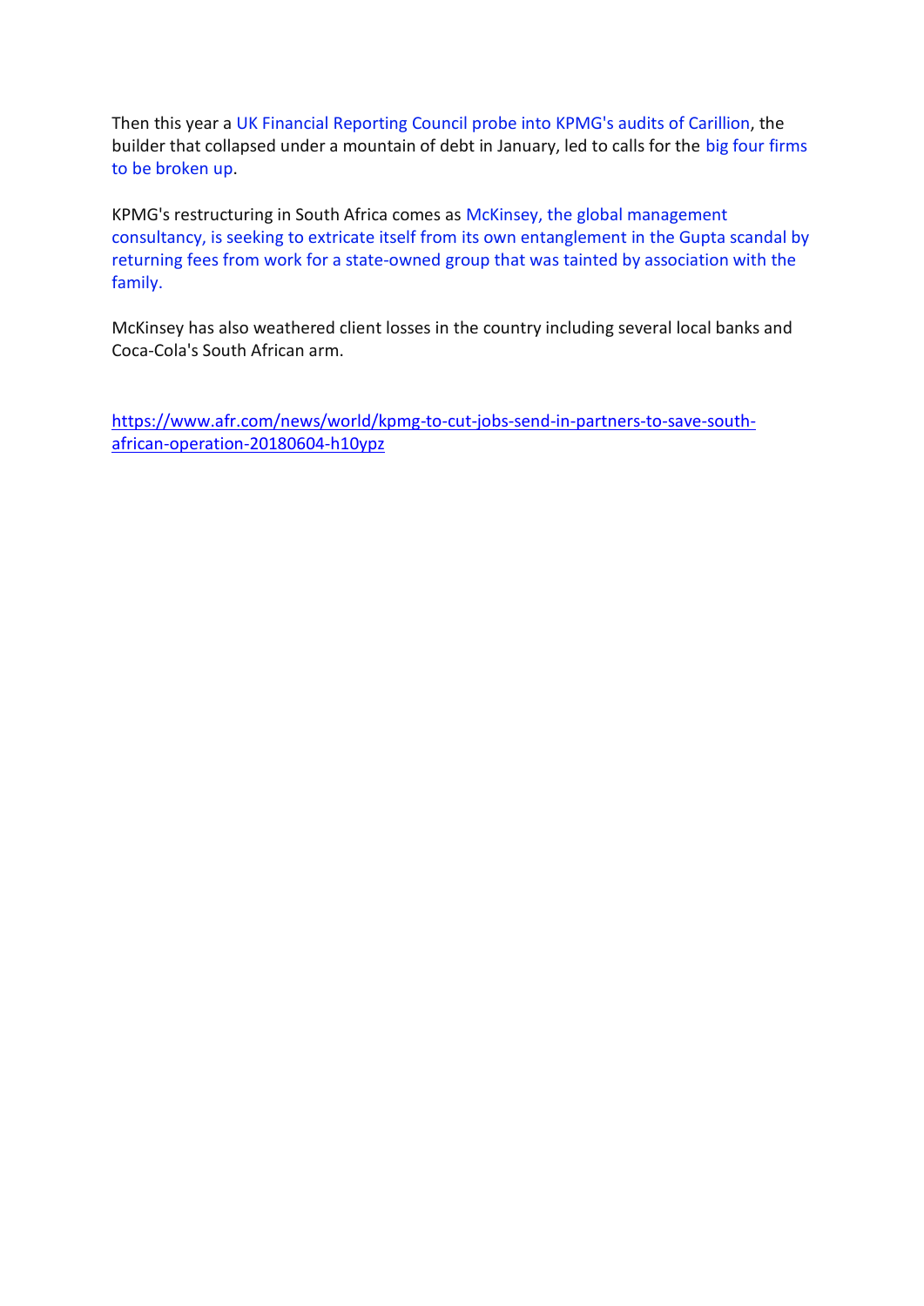Then this year a UK Financial Reporting Council probe into KPMG's audits of Carillion, the builder that collapsed under a mountain of debt in January, led to calls for the big four firms to be broken up.

KPMG's restructuring in South Africa comes as McKinsey, the global management consultancy, is seeking to extricate itself from its own entanglement in the Gupta scandal by returning fees from work for a state-owned group that was tainted by association with the family.

McKinsey has also weathered client losses in the country including several local banks and Coca-Cola's South African arm.

https://www.afr.com/news/world/kpmg-to-cut-jobs-send-in-partners-to-save-south-african-operation-20180604-h10ypz